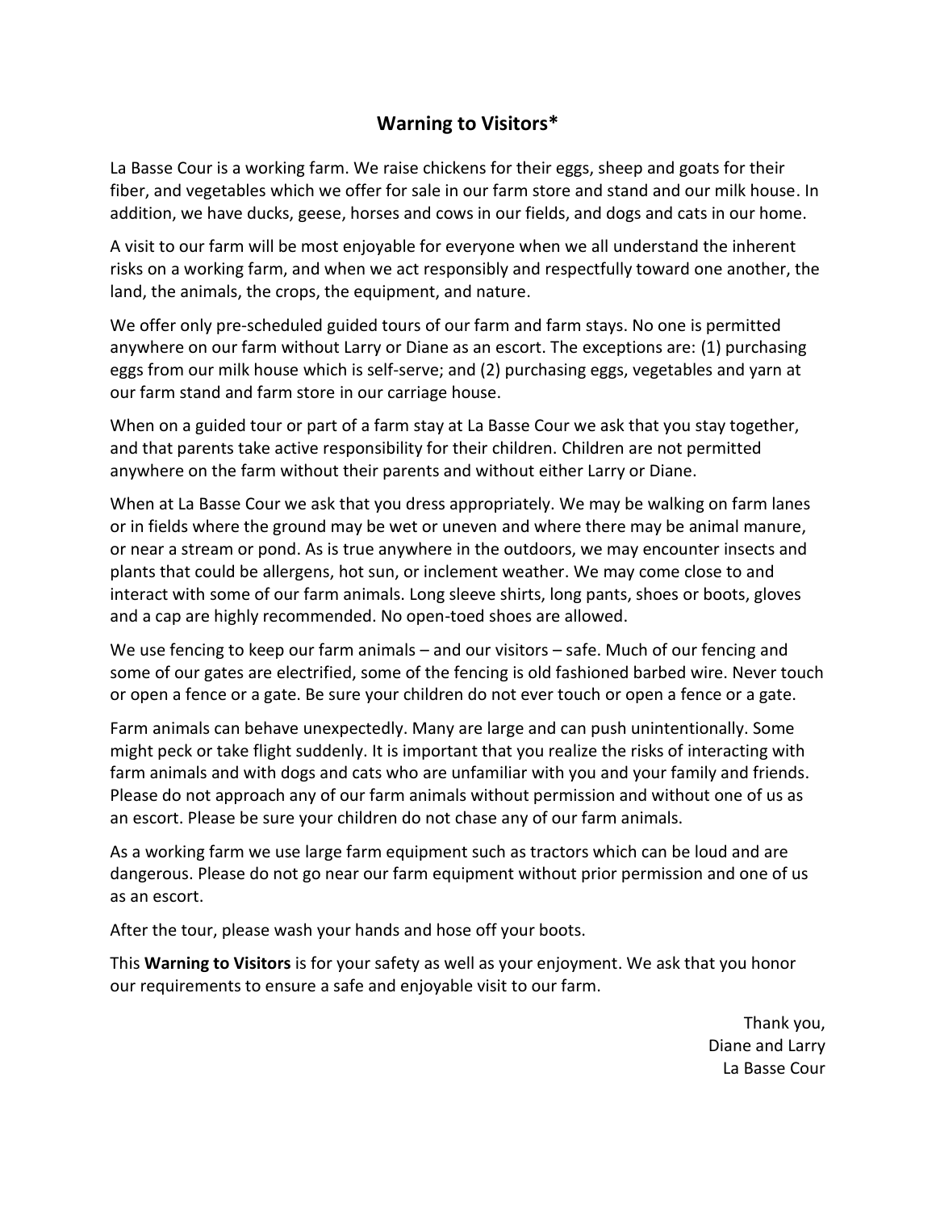# Warning to Visitors*

La Basse Cour is a working farm. We raise chickens for their eggs, sheep and goats for their fiber, and vegetables which we offer for sale in our farm store and stand and our milk house. In addition, we have ducks, geese, horses and cows in our fields, and dogs and cats in our home.

A visit to our farm will be most enjoyable for everyone when we all understand the inherent risks on a working farm, and when we act responsibly and respectfully toward one another, the land, the animals, the crops, the equipment, and nature.

We offer only pre-scheduled guided tours of our farm and farm stays. No one is permitted anywhere on our farm without Larry or Diane as an escort. The exceptions are: (1) purchasing eggs from our milk house which is self-serve; and (2) purchasing eggs, vegetables and yarn at our farm stand and farm store in our carriage house.

When on a guided tour or part of a farm stay at La Basse Cour we ask that you stay together, and that parents take active responsibility for their children. Children are not permitted anywhere on the farm without their parents and without either Larry or Diane.

When at La Basse Cour we ask that you dress appropriately. We may be walking on farm lanes or in fields where the ground may be wet or uneven and where there may be animal manure, or near a stream or pond. As is true anywhere in the outdoors, we may encounter insects and plants that could be allergens, hot sun, or inclement weather. We may come close to and interact with some of our farm animals. Long sleeve shirts, long pants, shoes or boots, gloves and a cap are highly recommended. No open-toed shoes are allowed.

We use fencing to keep our farm animals – and our visitors – safe. Much of our fencing and some of our gates are electrified, some of the fencing is old fashioned barbed wire. Never touch or open a fence or a gate. Be sure your children do not ever touch or open a fence or a gate.

Farm animals can behave unexpectedly. Many are large and can push unintentionally. Some might peck or take flight suddenly. It is important that you realize the risks of interacting with farm animals and with dogs and cats who are unfamiliar with you and your family and friends. Please do not approach any of our farm animals without permission and without one of us as an escort. Please be sure your children do not chase any of our farm animals.

As a working farm we use large farm equipment such as tractors which can be loud and are dangerous. Please do not go near our farm equipment without prior permission and one of us as an escort.

After the tour, please wash your hands and hose off your boots.

This **Warning to Visitors** is for your safety as well as your enjoyment. We ask that you honor our requirements to ensure a safe and enjoyable visit to our farm.

Thank you,
Diane and Larry
La Basse Cour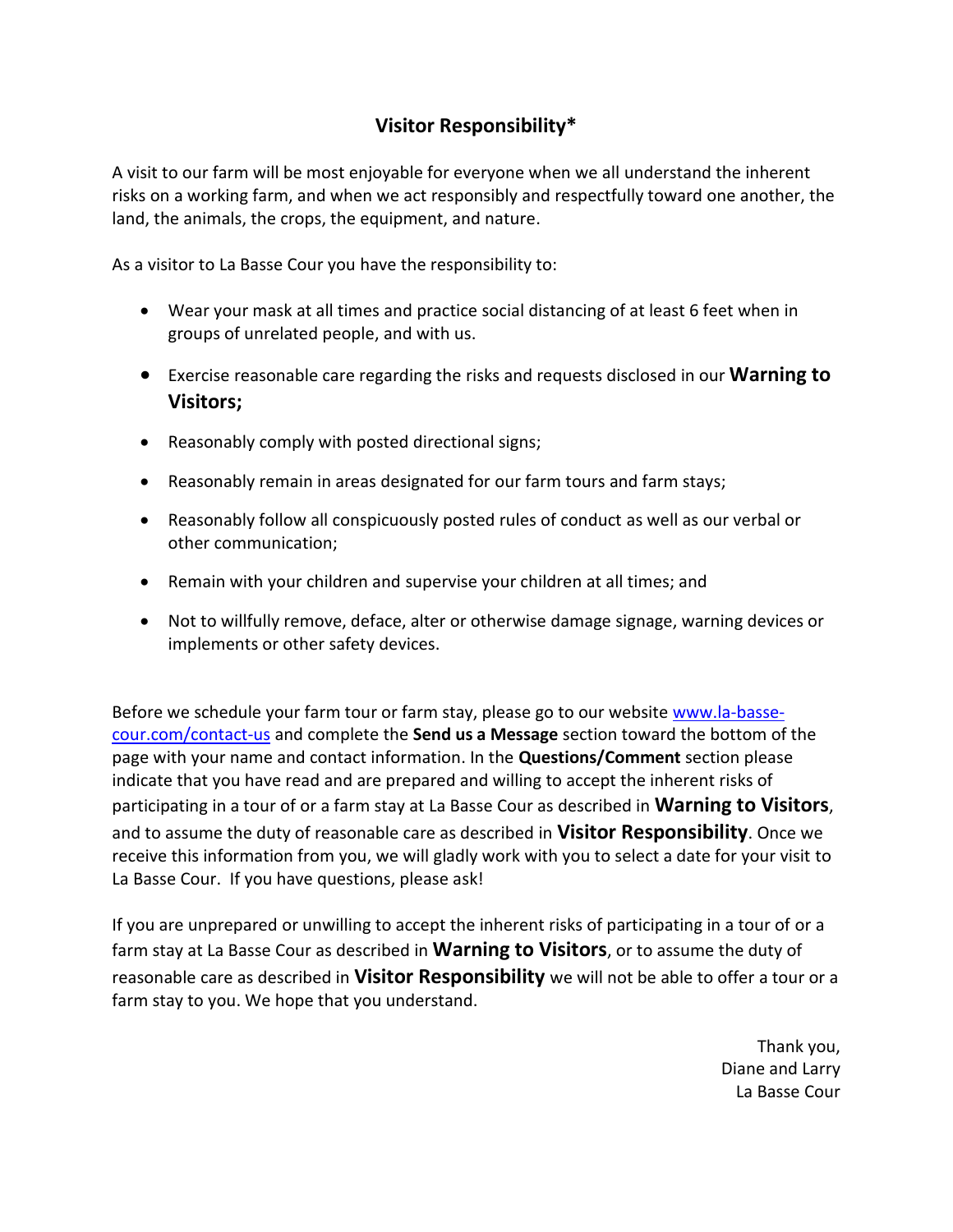## Visitor Responsibility*

A visit to our farm will be most enjoyable for everyone when we all understand the inherent risks on a working farm, and when we act responsibly and respectfully toward one another, the land, the animals, the crops, the equipment, and nature.

As a visitor to La Basse Cour you have the responsibility to:

- Wear your mask at all times and practice social distancing of at least 6 feet when in groups of unrelated people, and with us.
- Exercise reasonable care regarding the risks and requests disclosed in our **Warning to Visitors;**
- Reasonably comply with posted directional signs;
- Reasonably remain in areas designated for our farm tours and farm stays;
- Reasonably follow all conspicuously posted rules of conduct as well as our verbal or other communication;
- Remain with your children and supervise your children at all times; and
- Not to willfully remove, deface, alter or otherwise damage signage, warning devices or implements or other safety devices.

Before we schedule your farm tour or farm stay, please go to our website [www.la-basse-cour.com/contact-us](www.la-basse-cour.com/contact-us) and complete the **Send us a Message** section toward the bottom of the page with your name and contact information. In the **Questions/Comment** section please indicate that you have read and are prepared and willing to accept the inherent risks of participating in a tour of or a farm stay at La Basse Cour as described in **Warning to Visitors**, and to assume the duty of reasonable care as described in **Visitor Responsibility**. Once we receive this information from you, we will gladly work with you to select a date for your visit to La Basse Cour. If you have questions, please ask!

If you are unprepared or unwilling to accept the inherent risks of participating in a tour of or a farm stay at La Basse Cour as described in **Warning to Visitors**, or to assume the duty of reasonable care as described in **Visitor Responsibility** we will not be able to offer a tour or a farm stay to you. We hope that you understand.

Thank you,
Diane and Larry
La Basse Cour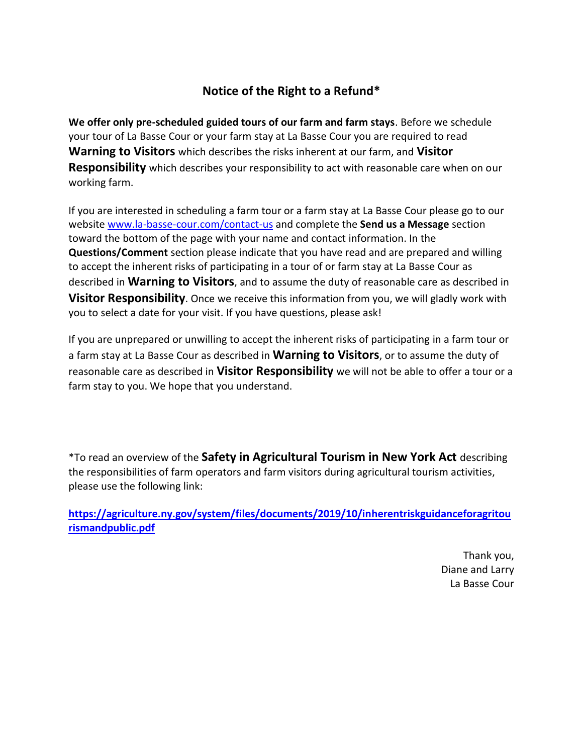## Notice of the Right to a Refund*

**We offer only pre-scheduled guided tours of our farm and farm stays**. Before we schedule your tour of La Basse Cour or your farm stay at La Basse Cour you are required to read **Warning to Visitors** which describes the risks inherent at our farm, and **Visitor Responsibility** which describes your responsibility to act with reasonable care when on our working farm.

If you are interested in scheduling a farm tour or a farm stay at La Basse Cour please go to our website [www.la-basse-cour.com/contact-us](http://www.la-basse-cour.com/contact-us) and complete the **Send us a Message** section toward the bottom of the page with your name and contact information. In the **Questions/Comment** section please indicate that you have read and are prepared and willing to accept the inherent risks of participating in a tour of or farm stay at La Basse Cour as described in **Warning to Visitors**, and to assume the duty of reasonable care as described in **Visitor Responsibility**. Once we receive this information from you, we will gladly work with you to select a date for your visit. If you have questions, please ask!

If you are unprepared or unwilling to accept the inherent risks of participating in a farm tour or a farm stay at La Basse Cour as described in **Warning to Visitors**, or to assume the duty of reasonable care as described in **Visitor Responsibility** we will not be able to offer a tour or a farm stay to you. We hope that you understand.

*To read an overview of the **Safety in Agricultural Tourism in New York Act** describing the responsibilities of farm operators and farm visitors during agricultural tourism activities, please use the following link:

**[https://agriculture.ny.gov/system/files/documents/2019/10/inherentriskguidanceforagritourismandpublic.pdf](https://agriculture.ny.gov/system/files/documents/2019/10/inherentriskguidanceforagritourismandpublic.pdf)**

Thank you,
Diane and Larry
La Basse Cour